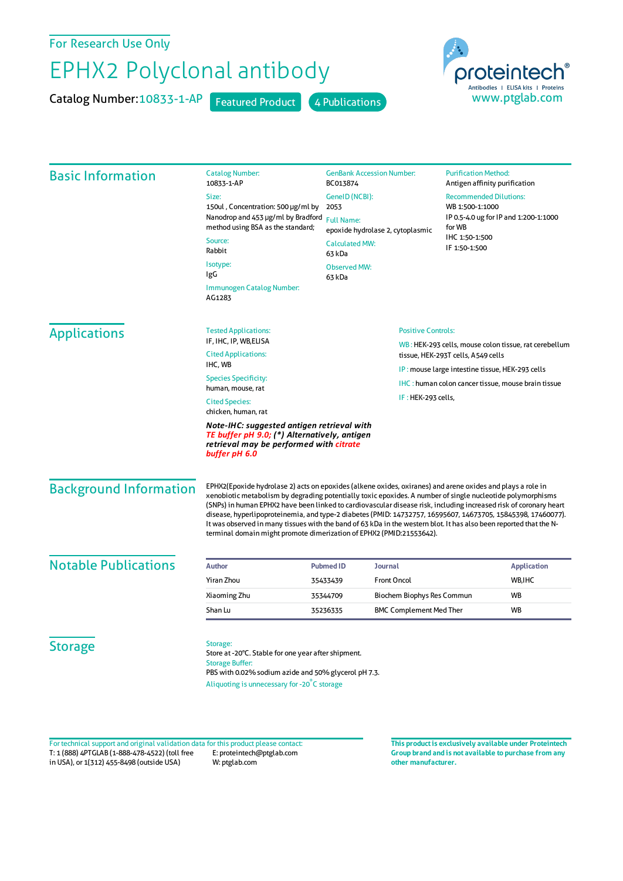For Research Use Only

# EPHX2 Polyclonal antibody

**Catalog Number:** 10833-1-AP  Featured Product  4 Publications

proteintech® Antibodies | ELISA kits | Proteins
www.ptglab.com

## Basic Information

**Catalog Number:**
10833-1-AP

**Size:**
150ul , Concentration: 500 μg/ml by Nanodrop and 453 μg/ml by Bradford method using BSA as the standard;

**Source:**
Rabbit

**Isotype:**
IgG

**Immunogen Catalog Number:**
AG1283

**GenBank Accession Number:**
BC013874

**GeneID (NCBI):**
2053

**Full Name:**
epoxide hydrolase 2, cytoplasmic

**Calculated MW:**
63 kDa

**Observed MW:**
63 kDa

**Purification Method:**
Antigen affinity purification

**Recommended Dilutions:**
WB 1:500-1:1000
IP 0.5-4.0 ug for IP and 1:200-1:1000 for WB
IHC 1:50-1:500
IF 1:50-1:500

## Applications

**Tested Applications:**
IF, IHC, IP, WB,ELISA

**Cited Applications:**
IHC, WB

**Species Specificity:**
human, mouse, rat

**Cited Species:**
chicken, human, rat

***Note-IHC: suggested antigen retrieval with TE buffer pH 9.0; (\*) Alternatively, antigen retrieval may be performed with citrate buffer pH 6.0***

**Positive Controls:**

WB : HEK-293 cells, mouse colon tissue, rat cerebellum tissue, HEK-293T cells, A549 cells

IP : mouse large intestine tissue, HEK-293 cells

IHC : human colon cancer tissue, mouse brain tissue

IF : HEK-293 cells,

## Background Information

EPHX2(Epoxide hydrolase 2) acts on epoxides (alkene oxides, oxiranes) and arene oxides and plays a role in xenobiotic metabolism by degrading potentially toxic epoxides. A number of single nucleotide polymorphisms (SNPs) in human EPHX2 have been linked to cardiovascular disease risk, including increased risk of coronary heart disease, hyperlipoproteinemia, and type-2 diabetes (PMID: 14732757, 16595607, 14673705, 15845398, 17460077). It was observed in many tissues with the band of 63 kDa in the western blot. It has also been reported that the N-terminal domain might promote dimerization of EPHX2 (PMID:21553642).

## Notable Publications

| Author | Pubmed ID | Journal | Application |
|---|---|---|---|
| Yiran Zhou | 35433439 | Front Oncol | WB,IHC |
| Xiaoming Zhu | 35344709 | Biochem Biophys Res Commun | WB |
| Shan Lu | 35236335 | BMC Complement Med Ther | WB |

## Storage

**Storage:**
Store at -20°C. Stable for one year after shipment.

**Storage Buffer:**
PBS with 0.02% sodium azide and 50% glycerol pH 7.3.

Aliquoting is unnecessary for -20°C storage

For technical support and original validation data for this product please contact:
T: 1 (888) 4PTGLAB (1-888-478-4522) (toll free in USA), or 1(312) 455-8498 (outside USA)
E: proteintech@ptglab.com
W: ptglab.com

**This product is exclusively available under Proteintech Group brand and is not available to purchase from any other manufacturer.**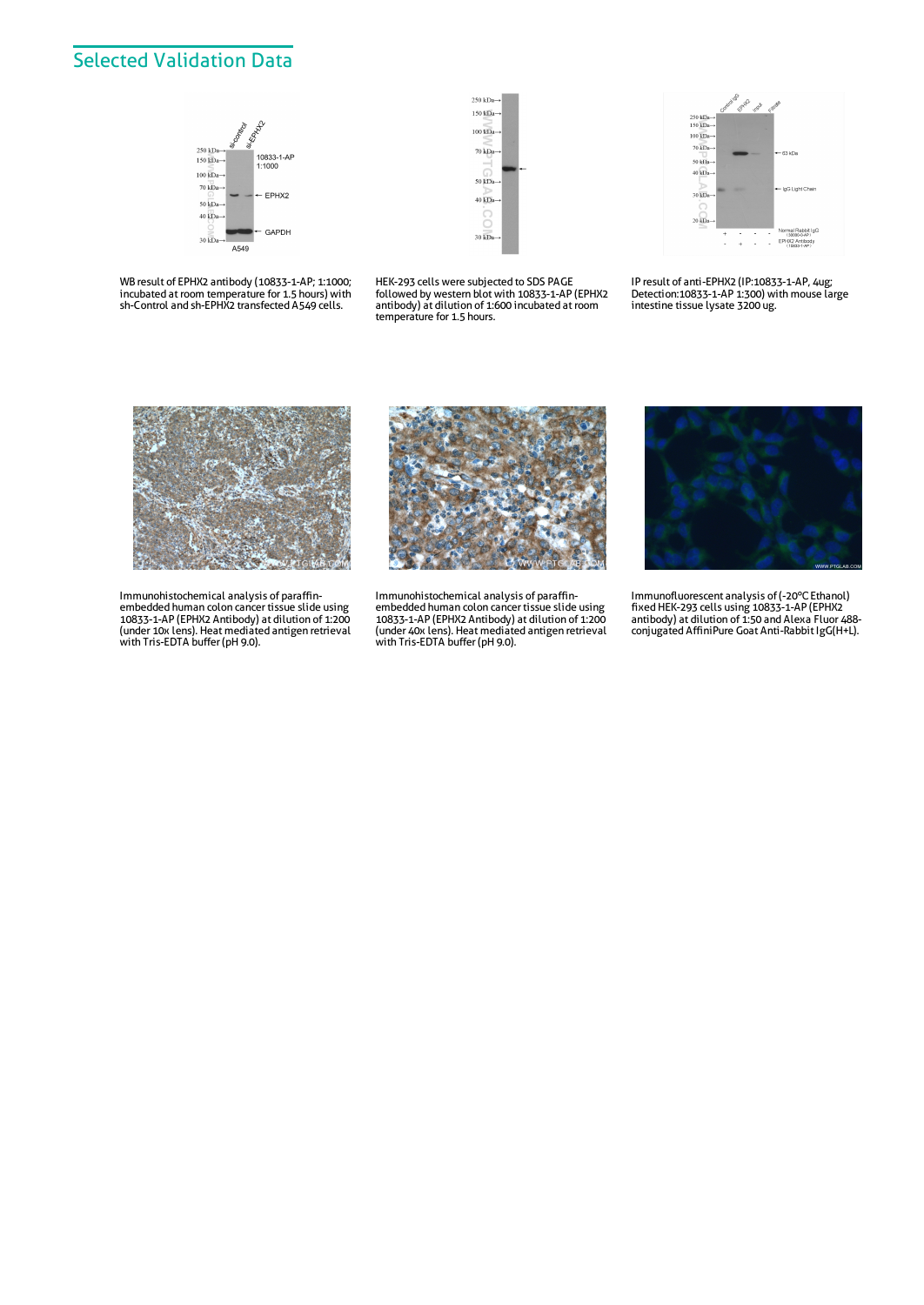## Selected Validation Data

250 kDa→
150 kDa→
100 kDa→
70 kDa→
50 kDa→
40 kDa→
30 kDa→
si-control
si-EPHX2
10833-1-AP
1:1000
← EPHX2
← GAPDH
A549

WB result of EPHX2 antibody (10833-1-AP; 1:1000; incubated at room temperature for 1.5 hours) with sh-Control and sh-EPHX2 transfected A549 cells.

250 kDa→
150 kDa→
100 kDa→
70 kDa→
50 kDa→
40 kDa→
30 kDa→

HEK-293 cells were subjected to SDS PAGE followed by western blot with 10833-1-AP (EPHX2 antibody) at dilution of 1:600 incubated at room temperature for 1.5 hours.

Control IgG
EPHX2
Input
Filtrate
250 kDa→
150 kDa→
100 kDa→
70 kDa→
50 kDa→
40 kDa→
30 kDa→
20 kDa→
← 63 kDa
← IgG Light Chain
Normal Rabbit IgG (30000-0-AP)
EPHX2 Antibody (10833-1-AP)

IP result of anti-EPHX2 (IP:10833-1-AP, 4ug; Detection:10833-1-AP 1:300) with mouse large intestine tissue lysate 3200 ug.

Immunohistochemical analysis of paraffin-embedded human colon cancer tissue slide using 10833-1-AP (EPHX2 Antibody) at dilution of 1:200 (under 10x lens). Heat mediated antigen retrieval with Tris-EDTA buffer (pH 9.0).

Immunohistochemical analysis of paraffin-embedded human colon cancer tissue slide using 10833-1-AP (EPHX2 Antibody) at dilution of 1:200 (under 40x lens). Heat mediated antigen retrieval with Tris-EDTA buffer (pH 9.0).

Immunofluorescent analysis of (-20°C Ethanol) fixed HEK-293 cells using 10833-1-AP (EPHX2 antibody) at dilution of 1:50 and Alexa Fluor 488-conjugated AffiniPure Goat Anti-Rabbit IgG(H+L).